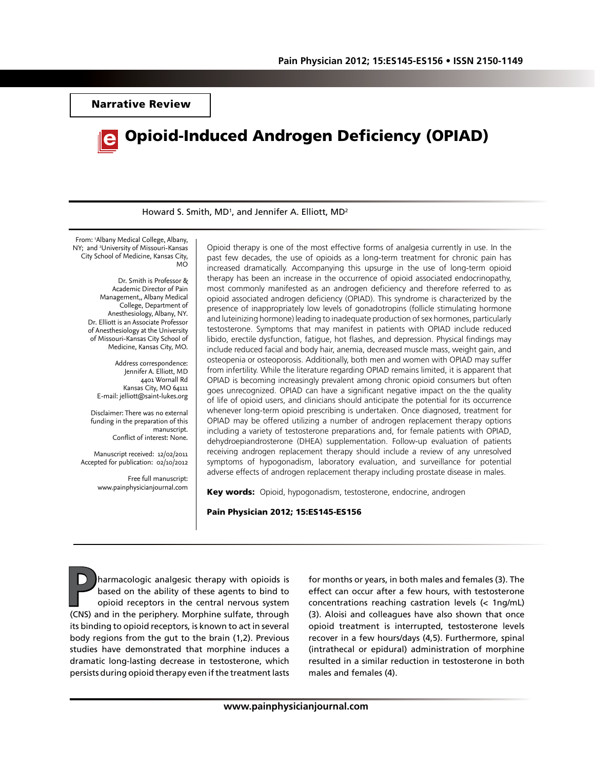Narrative Review

# Opioid-Induced Androgen Deficiency (OPIAD)

Howard S. Smith, MD[1], and Jennifer A. Elliott, MD[2]

From: [1]Albany Medical College, Albany, NY; and [2]University of Missouri-Kansas City School of Medicine, Kansas City, MO

Dr. Smith is Professor & Academic Director of Pain Management,, Albany Medical College, Department of Anesthesiology, Albany, NY. Dr. Elliott is an Associate Professor of Anesthesiology at the University of Missouri-Kansas City School of Medicine, Kansas City, MO.

Address correspondence:
Jennifer A. Elliott, MD
4401 Wornall Rd
Kansas City, MO 64111
E-mail: jelliott@saint-lukes.org

Disclaimer: There was no external funding in the preparation of this manuscript.
Conflict of interest: None.

Manuscript received: 12/02/2011
Accepted for publication: 02/10/2012

Free full manuscript:
www.painphysicianjournal.com

Opioid therapy is one of the most effective forms of analgesia currently in use. In the past few decades, the use of opioids as a long-term treatment for chronic pain has increased dramatically. Accompanying this upsurge in the use of long-term opioid therapy has been an increase in the occurrence of opioid associated endocrinopathy, most commonly manifested as an androgen deficiency and therefore referred to as opioid associated androgen deficiency (OPIAD). This syndrome is characterized by the presence of inappropriately low levels of gonadotropins (follicle stimulating hormone and luteinizing hormone) leading to inadequate production of sex hormones, particularly testosterone. Symptoms that may manifest in patients with OPIAD include reduced libido, erectile dysfunction, fatigue, hot flashes, and depression. Physical findings may include reduced facial and body hair, anemia, decreased muscle mass, weight gain, and osteopenia or osteoporosis. Additionally, both men and women with OPIAD may suffer from infertility. While the literature regarding OPIAD remains limited, it is apparent that OPIAD is becoming increasingly prevalent among chronic opioid consumers but often goes unrecognized. OPIAD can have a significant negative impact on the the quality of life of opioid users, and clinicians should anticipate the potential for its occurrence whenever long-term opioid prescribing is undertaken. Once diagnosed, treatment for OPIAD may be offered utilizing a number of androgen replacement therapy options including a variety of testosterone preparations and, for female patients with OPIAD, dehydroepiandrosterone (DHEA) supplementation. Follow-up evaluation of patients receiving androgen replacement therapy should include a review of any unresolved symptoms of hypogonadism, laboratory evaluation, and surveillance for potential adverse effects of androgen replacement therapy including prostate disease in males.

**Key words:** Opioid, hypogonadism, testosterone, endocrine, androgen

**Pain Physician 2012; 15:ES145-ES156**

Pharmacologic analgesic therapy with opioids is based on the ability of these agents to bind to opioid receptors in the central nervous system (CNS) and in the periphery. Morphine sulfate, through its binding to opioid receptors, is known to act in several body regions from the gut to the brain (1,2). Previous studies have demonstrated that morphine induces a dramatic long-lasting decrease in testosterone, which persists during opioid therapy even if the treatment lasts for months or years, in both males and females (3). The effect can occur after a few hours, with testosterone concentrations reaching castration levels (< 1ng/mL) (3). Aloisi and colleagues have also shown that once opioid treatment is interrupted, testosterone levels recover in a few hours/days (4,5). Furthermore, spinal (intrathecal or epidural) administration of morphine resulted in a similar reduction in testosterone in both males and females (4).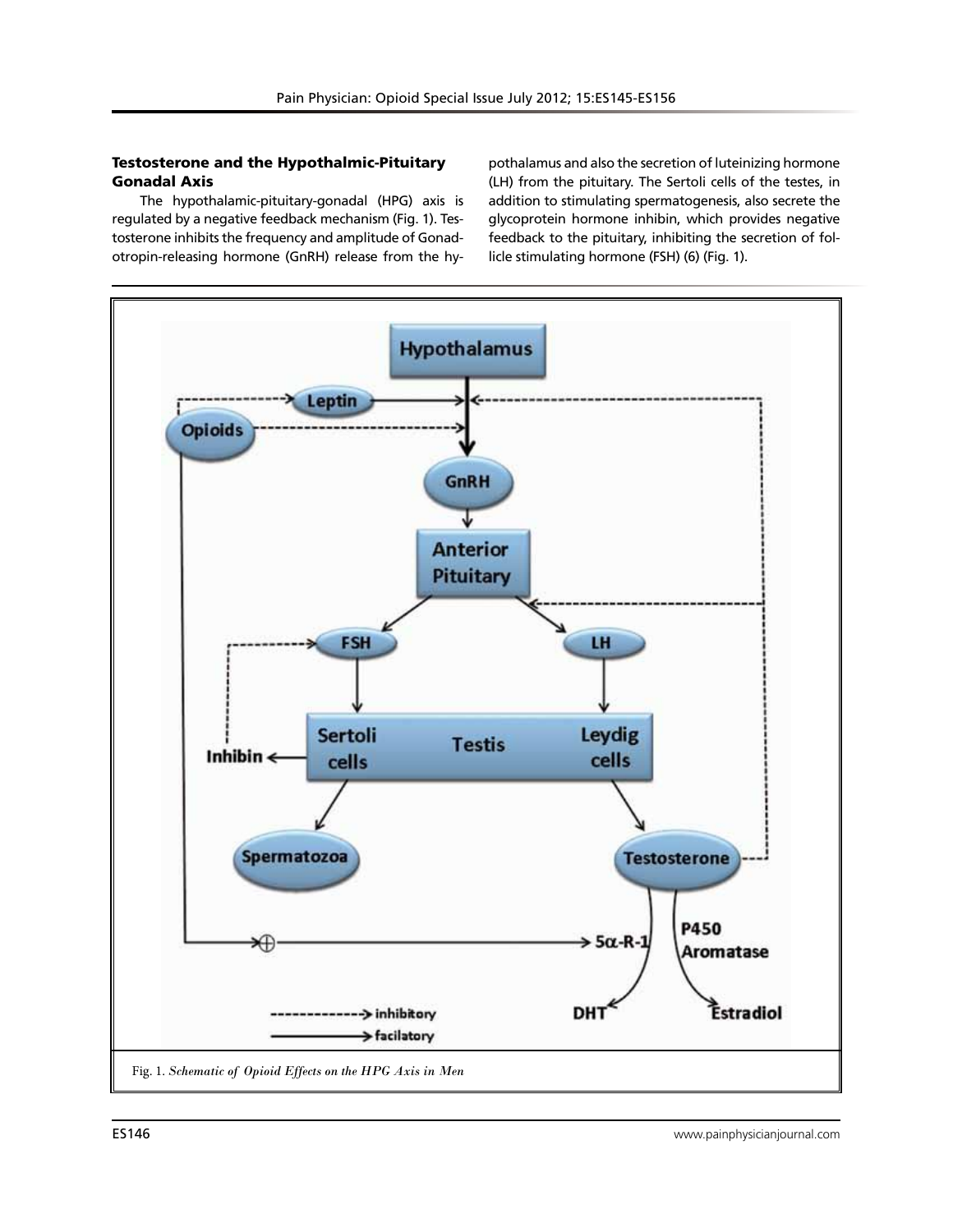### Testosterone and the Hypothalmic-Pituitary Gonadal Axis

The hypothalamic-pituitary-gonadal (HPG) axis is regulated by a negative feedback mechanism (Fig. 1). Testosterone inhibits the frequency and amplitude of Gonadotropin-releasing hormone (GnRH) release from the hypothalamus and also the secretion of luteinizing hormone (LH) from the pituitary. The Sertoli cells of the testes, in addition to stimulating spermatogenesis, also secrete the glycoprotein hormone inhibin, which provides negative feedback to the pituitary, inhibiting the secretion of follicle stimulating hormone (FSH) (6) (Fig. 1).

Fig. 1. *Schematic of Opioid Effects on the HPG Axis in Men*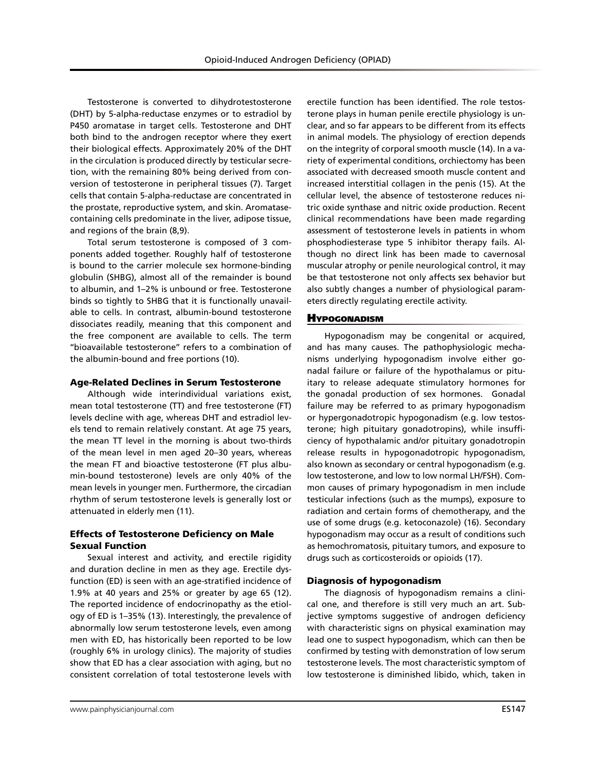Testosterone is converted to dihydrotestosterone (DHT) by 5-alpha-reductase enzymes or to estradiol by P450 aromatase in target cells. Testosterone and DHT both bind to the androgen receptor where they exert their biological effects. Approximately 20% of the DHT in the circulation is produced directly by testicular secretion, with the remaining 80% being derived from conversion of testosterone in peripheral tissues (7). Target cells that contain 5-alpha-reductase are concentrated in the prostate, reproductive system, and skin. Aromatase-containing cells predominate in the liver, adipose tissue, and regions of the brain (8,9).

Total serum testosterone is composed of 3 components added together. Roughly half of testosterone is bound to the carrier molecule sex hormone-binding globulin (SHBG), almost all of the remainder is bound to albumin, and 1–2% is unbound or free. Testosterone binds so tightly to SHBG that it is functionally unavailable to cells. In contrast, albumin-bound testosterone dissociates readily, meaning that this component and the free component are available to cells. The term "bioavailable testosterone" refers to a combination of the albumin-bound and free portions (10).

### Age-Related Declines in Serum Testosterone

Although wide interindividual variations exist, mean total testosterone (TT) and free testosterone (FT) levels decline with age, whereas DHT and estradiol levels tend to remain relatively constant. At age 75 years, the mean TT level in the morning is about two-thirds of the mean level in men aged 20–30 years, whereas the mean FT and bioactive testosterone (FT plus albumin-bound testosterone) levels are only 40% of the mean levels in younger men. Furthermore, the circadian rhythm of serum testosterone levels is generally lost or attenuated in elderly men (11).

### Effects of Testosterone Deficiency on Male Sexual Function

Sexual interest and activity, and erectile rigidity and duration decline in men as they age. Erectile dysfunction (ED) is seen with an age-stratified incidence of 1.9% at 40 years and 25% or greater by age 65 (12). The reported incidence of endocrinopathy as the etiology of ED is 1–35% (13). Interestingly, the prevalence of abnormally low serum testosterone levels, even among men with ED, has historically been reported to be low (roughly 6% in urology clinics). The majority of studies show that ED has a clear association with aging, but no consistent correlation of total testosterone levels with erectile function has been identified. The role testosterone plays in human penile erectile physiology is unclear, and so far appears to be different from its effects in animal models. The physiology of erection depends on the integrity of corporal smooth muscle (14). In a variety of experimental conditions, orchiectomy has been associated with decreased smooth muscle content and increased interstitial collagen in the penis (15). At the cellular level, the absence of testosterone reduces nitric oxide synthase and nitric oxide production. Recent clinical recommendations have been made regarding assessment of testosterone levels in patients in whom phosphodiesterase type 5 inhibitor therapy fails. Although no direct link has been made to cavernosal muscular atrophy or penile neurological control, it may be that testosterone not only affects sex behavior but also subtly changes a number of physiological parameters directly regulating erectile activity.

## Hypogonadism

Hypogonadism may be congenital or acquired, and has many causes. The pathophysiologic mechanisms underlying hypogonadism involve either gonadal failure or failure of the hypothalamus or pituitary to release adequate stimulatory hormones for the gonadal production of sex hormones. Gonadal failure may be referred to as primary hypogonadism or hypergonadotropic hypogonadism (e.g. low testosterone; high pituitary gonadotropins), while insufficiency of hypothalamic and/or pituitary gonadotropin release results in hypogonadotropic hypogonadism, also known as secondary or central hypogonadism (e.g. low testosterone, and low to low normal LH/FSH). Common causes of primary hypogonadism in men include testicular infections (such as the mumps), exposure to radiation and certain forms of chemotherapy, and the use of some drugs (e.g. ketoconazole) (16). Secondary hypogonadism may occur as a result of conditions such as hemochromatosis, pituitary tumors, and exposure to drugs such as corticosteroids or opioids (17).

### Diagnosis of hypogonadism

The diagnosis of hypogonadism remains a clinical one, and therefore is still very much an art. Subjective symptoms suggestive of androgen deficiency with characteristic signs on physical examination may lead one to suspect hypogonadism, which can then be confirmed by testing with demonstration of low serum testosterone levels. The most characteristic symptom of low testosterone is diminished libido, which, taken in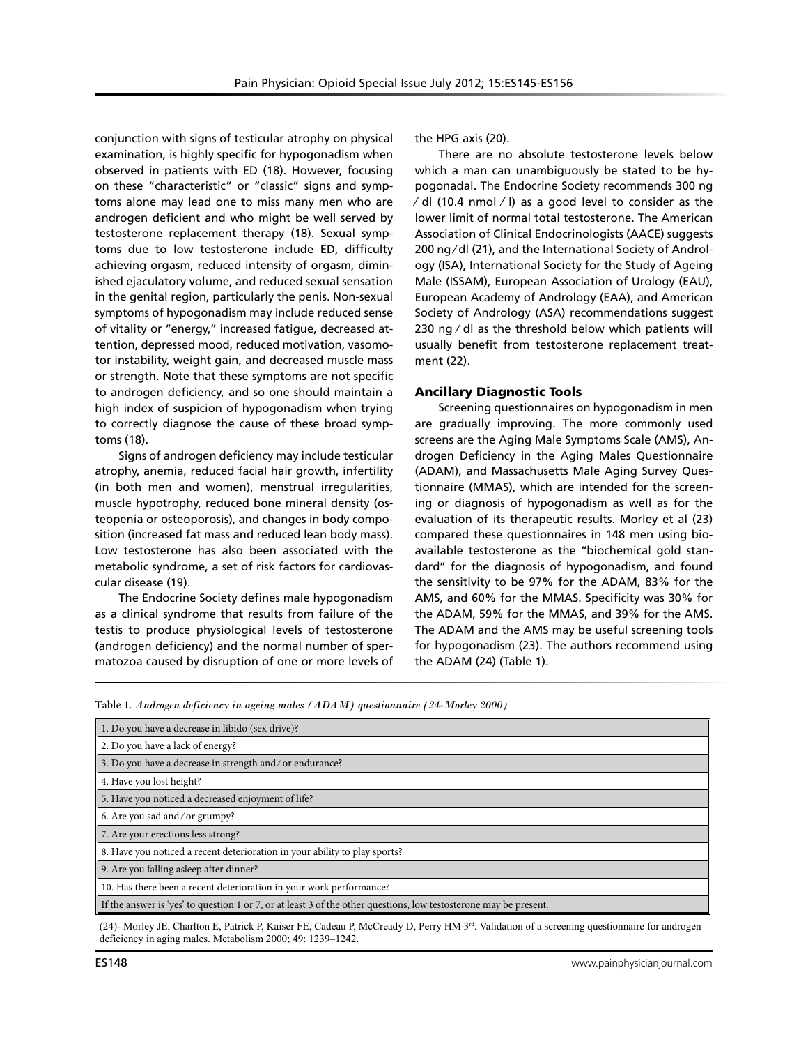conjunction with signs of testicular atrophy on physical examination, is highly specific for hypogonadism when observed in patients with ED (18). However, focusing on these "characteristic" or "classic" signs and symptoms alone may lead one to miss many men who are androgen deficient and who might be well served by testosterone replacement therapy (18). Sexual symptoms due to low testosterone include ED, difficulty achieving orgasm, reduced intensity of orgasm, diminished ejaculatory volume, and reduced sexual sensation in the genital region, particularly the penis. Non-sexual symptoms of hypogonadism may include reduced sense of vitality or "energy," increased fatigue, decreased attention, depressed mood, reduced motivation, vasomotor instability, weight gain, and decreased muscle mass or strength. Note that these symptoms are not specific to androgen deficiency, and so one should maintain a high index of suspicion of hypogonadism when trying to correctly diagnose the cause of these broad symptoms (18).

Signs of androgen deficiency may include testicular atrophy, anemia, reduced facial hair growth, infertility (in both men and women), menstrual irregularities, muscle hypotrophy, reduced bone mineral density (osteopenia or osteoporosis), and changes in body composition (increased fat mass and reduced lean body mass). Low testosterone has also been associated with the metabolic syndrome, a set of risk factors for cardiovascular disease (19).

The Endocrine Society defines male hypogonadism as a clinical syndrome that results from failure of the testis to produce physiological levels of testosterone (androgen deficiency) and the normal number of spermatozoa caused by disruption of one or more levels of the HPG axis (20).

There are no absolute testosterone levels below which a man can unambiguously be stated to be hypogonadal. The Endocrine Society recommends 300 ng / dl (10.4 nmol / l) as a good level to consider as the lower limit of normal total testosterone. The American Association of Clinical Endocrinologists (AACE) suggests 200 ng/dl (21), and the International Society of Andrology (ISA), International Society for the Study of Ageing Male (ISSAM), European Association of Urology (EAU), European Academy of Andrology (EAA), and American Society of Andrology (ASA) recommendations suggest 230 ng / dl as the threshold below which patients will usually benefit from testosterone replacement treatment (22).

### Ancillary Diagnostic Tools

Screening questionnaires on hypogonadism in men are gradually improving. The more commonly used screens are the Aging Male Symptoms Scale (AMS), Androgen Deficiency in the Aging Males Questionnaire (ADAM), and Massachusetts Male Aging Survey Questionnaire (MMAS), which are intended for the screening or diagnosis of hypogonadism as well as for the evaluation of its therapeutic results. Morley et al (23) compared these questionnaires in 148 men using bioavailable testosterone as the "biochemical gold standard" for the diagnosis of hypogonadism, and found the sensitivity to be 97% for the ADAM, 83% for the AMS, and 60% for the MMAS. Specificity was 30% for the ADAM, 59% for the MMAS, and 39% for the AMS. The ADAM and the AMS may be useful screening tools for hypogonadism (23). The authors recommend using the ADAM (24) (Table 1).

Table 1. *Androgen deficiency in ageing males (ADAM) questionnaire (24-Morley 2000)*

| |
|---|
| 1. Do you have a decrease in libido (sex drive)? |
| 2. Do you have a lack of energy? |
| 3. Do you have a decrease in strength and/or endurance? |
| 4. Have you lost height? |
| 5. Have you noticed a decreased enjoyment of life? |
| 6. Are you sad and/or grumpy? |
| 7. Are your erections less strong? |
| 8. Have you noticed a recent deterioration in your ability to play sports? |
| 9. Are you falling asleep after dinner? |
| 10. Has there been a recent deterioration in your work performance? |
| If the answer is 'yes' to question 1 or 7, or at least 3 of the other questions, low testosterone may be present. |

(24)- Morley JE, Charlton E, Patrick P, Kaiser FE, Cadeau P, McCready D, Perry HM 3rd. Validation of a screening questionnaire for androgen deficiency in aging males. Metabolism 2000; 49: 1239–1242.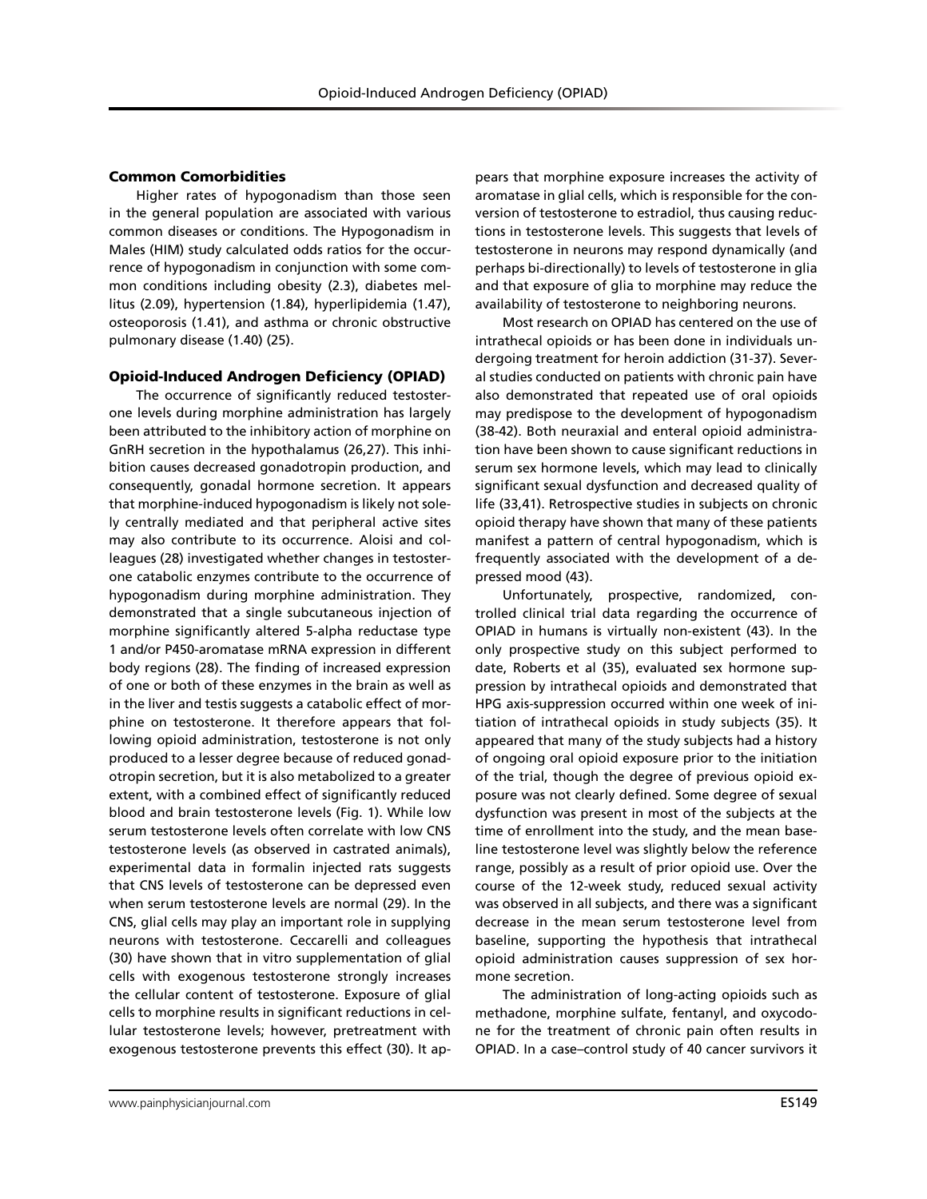## Common Comorbidities

Higher rates of hypogonadism than those seen in the general population are associated with various common diseases or conditions. The Hypogonadism in Males (HIM) study calculated odds ratios for the occurrence of hypogonadism in conjunction with some common conditions including obesity (2.3), diabetes mellitus (2.09), hypertension (1.84), hyperlipidemia (1.47), osteoporosis (1.41), and asthma or chronic obstructive pulmonary disease (1.40) (25).

## Opioid-Induced Androgen Deficiency (OPIAD)

The occurrence of significantly reduced testosterone levels during morphine administration has largely been attributed to the inhibitory action of morphine on GnRH secretion in the hypothalamus (26,27). This inhibition causes decreased gonadotropin production, and consequently, gonadal hormone secretion. It appears that morphine-induced hypogonadism is likely not solely centrally mediated and that peripheral active sites may also contribute to its occurrence. Aloisi and colleagues (28) investigated whether changes in testosterone catabolic enzymes contribute to the occurrence of hypogonadism during morphine administration. They demonstrated that a single subcutaneous injection of morphine significantly altered 5-alpha reductase type 1 and/or P450-aromatase mRNA expression in different body regions (28). The finding of increased expression of one or both of these enzymes in the brain as well as in the liver and testis suggests a catabolic effect of morphine on testosterone. It therefore appears that following opioid administration, testosterone is not only produced to a lesser degree because of reduced gonadotropin secretion, but it is also metabolized to a greater extent, with a combined effect of significantly reduced blood and brain testosterone levels (Fig. 1). While low serum testosterone levels often correlate with low CNS testosterone levels (as observed in castrated animals), experimental data in formalin injected rats suggests that CNS levels of testosterone can be depressed even when serum testosterone levels are normal (29). In the CNS, glial cells may play an important role in supplying neurons with testosterone. Ceccarelli and colleagues (30) have shown that in vitro supplementation of glial cells with exogenous testosterone strongly increases the cellular content of testosterone. Exposure of glial cells to morphine results in significant reductions in cellular testosterone levels; however, pretreatment with exogenous testosterone prevents this effect (30). It appears that morphine exposure increases the activity of aromatase in glial cells, which is responsible for the conversion of testosterone to estradiol, thus causing reductions in testosterone levels. This suggests that levels of testosterone in neurons may respond dynamically (and perhaps bi-directionally) to levels of testosterone in glia and that exposure of glia to morphine may reduce the availability of testosterone to neighboring neurons.

Most research on OPIAD has centered on the use of intrathecal opioids or has been done in individuals undergoing treatment for heroin addiction (31-37). Several studies conducted on patients with chronic pain have also demonstrated that repeated use of oral opioids may predispose to the development of hypogonadism (38-42). Both neuraxial and enteral opioid administration have been shown to cause significant reductions in serum sex hormone levels, which may lead to clinically significant sexual dysfunction and decreased quality of life (33,41). Retrospective studies in subjects on chronic opioid therapy have shown that many of these patients manifest a pattern of central hypogonadism, which is frequently associated with the development of a depressed mood (43).

Unfortunately, prospective, randomized, controlled clinical trial data regarding the occurrence of OPIAD in humans is virtually non-existent (43). In the only prospective study on this subject performed to date, Roberts et al (35), evaluated sex hormone suppression by intrathecal opioids and demonstrated that HPG axis-suppression occurred within one week of initiation of intrathecal opioids in study subjects (35). It appeared that many of the study subjects had a history of ongoing oral opioid exposure prior to the initiation of the trial, though the degree of previous opioid exposure was not clearly defined. Some degree of sexual dysfunction was present in most of the subjects at the time of enrollment into the study, and the mean baseline testosterone level was slightly below the reference range, possibly as a result of prior opioid use. Over the course of the 12-week study, reduced sexual activity was observed in all subjects, and there was a significant decrease in the mean serum testosterone level from baseline, supporting the hypothesis that intrathecal opioid administration causes suppression of sex hormone secretion.

The administration of long-acting opioids such as methadone, morphine sulfate, fentanyl, and oxycodone for the treatment of chronic pain often results in OPIAD. In a case–control study of 40 cancer survivors it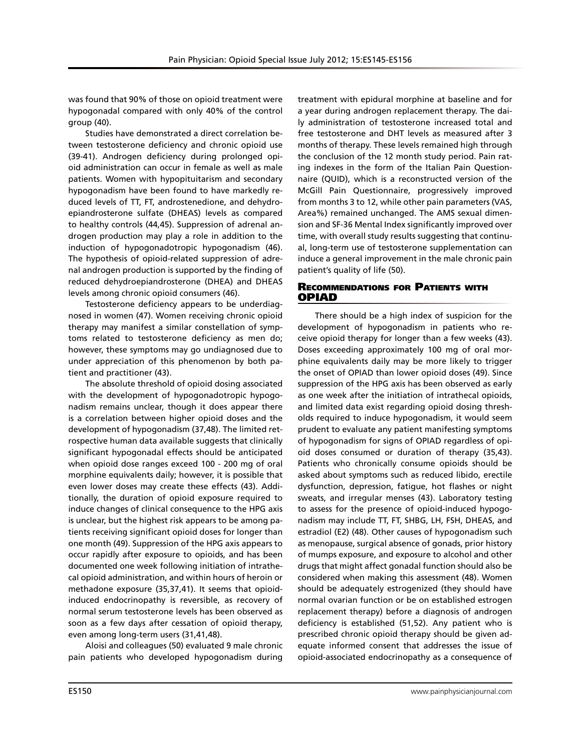was found that 90% of those on opioid treatment were hypogonadal compared with only 40% of the control group (40).

Studies have demonstrated a direct correlation between testosterone deficiency and chronic opioid use (39-41). Androgen deficiency during prolonged opioid administration can occur in female as well as male patients. Women with hypopituitarism and secondary hypogonadism have been found to have markedly reduced levels of TT, FT, androstenedione, and dehydroepiandrosterone sulfate (DHEAS) levels as compared to healthy controls (44,45). Suppression of adrenal androgen production may play a role in addition to the induction of hypogonadotropic hypogonadism (46). The hypothesis of opioid-related suppression of adrenal androgen production is supported by the finding of reduced dehydroepiandrosterone (DHEA) and DHEAS levels among chronic opioid consumers (46).

Testosterone deficiency appears to be underdiagnosed in women (47). Women receiving chronic opioid therapy may manifest a similar constellation of symptoms related to testosterone deficiency as men do; however, these symptoms may go undiagnosed due to under appreciation of this phenomenon by both patient and practitioner (43).

The absolute threshold of opioid dosing associated with the development of hypogonadotropic hypogonadism remains unclear, though it does appear there is a correlation between higher opioid doses and the development of hypogonadism (37,48). The limited retrospective human data available suggests that clinically significant hypogonadal effects should be anticipated when opioid dose ranges exceed 100 - 200 mg of oral morphine equivalents daily; however, it is possible that even lower doses may create these effects (43). Additionally, the duration of opioid exposure required to induce changes of clinical consequence to the HPG axis is unclear, but the highest risk appears to be among patients receiving significant opioid doses for longer than one month (49). Suppression of the HPG axis appears to occur rapidly after exposure to opioids, and has been documented one week following initiation of intrathecal opioid administration, and within hours of heroin or methadone exposure (35,37,41). It seems that opioid-induced endocrinopathy is reversible, as recovery of normal serum testosterone levels has been observed as soon as a few days after cessation of opioid therapy, even among long-term users (31,41,48).

Aloisi and colleagues (50) evaluated 9 male chronic pain patients who developed hypogonadism during treatment with epidural morphine at baseline and for a year during androgen replacement therapy. The daily administration of testosterone increased total and free testosterone and DHT levels as measured after 3 months of therapy. These levels remained high through the conclusion of the 12 month study period. Pain rating indexes in the form of the Italian Pain Questionnaire (QUID), which is a reconstructed version of the McGill Pain Questionnaire, progressively improved from months 3 to 12, while other pain parameters (VAS, Area%) remained unchanged. The AMS sexual dimension and SF-36 Mental Index significantly improved over time, with overall study results suggesting that continual, long-term use of testosterone supplementation can induce a general improvement in the male chronic pain patient's quality of life (50).

## Recommendations for Patients with OPIAD

There should be a high index of suspicion for the development of hypogonadism in patients who receive opioid therapy for longer than a few weeks (43). Doses exceeding approximately 100 mg of oral morphine equivalents daily may be more likely to trigger the onset of OPIAD than lower opioid doses (49). Since suppression of the HPG axis has been observed as early as one week after the initiation of intrathecal opioids, and limited data exist regarding opioid dosing thresholds required to induce hypogonadism, it would seem prudent to evaluate any patient manifesting symptoms of hypogonadism for signs of OPIAD regardless of opioid doses consumed or duration of therapy (35,43). Patients who chronically consume opioids should be asked about symptoms such as reduced libido, erectile dysfunction, depression, fatigue, hot flashes or night sweats, and irregular menses (43). Laboratory testing to assess for the presence of opioid-induced hypogonadism may include TT, FT, SHBG, LH, FSH, DHEAS, and estradiol (E2) (48). Other causes of hypogonadism such as menopause, surgical absence of gonads, prior history of mumps exposure, and exposure to alcohol and other drugs that might affect gonadal function should also be considered when making this assessment (48). Women should be adequately estrogenized (they should have normal ovarian function or be on established estrogen replacement therapy) before a diagnosis of androgen deficiency is established (51,52). Any patient who is prescribed chronic opioid therapy should be given adequate informed consent that addresses the issue of opioid-associated endocrinopathy as a consequence of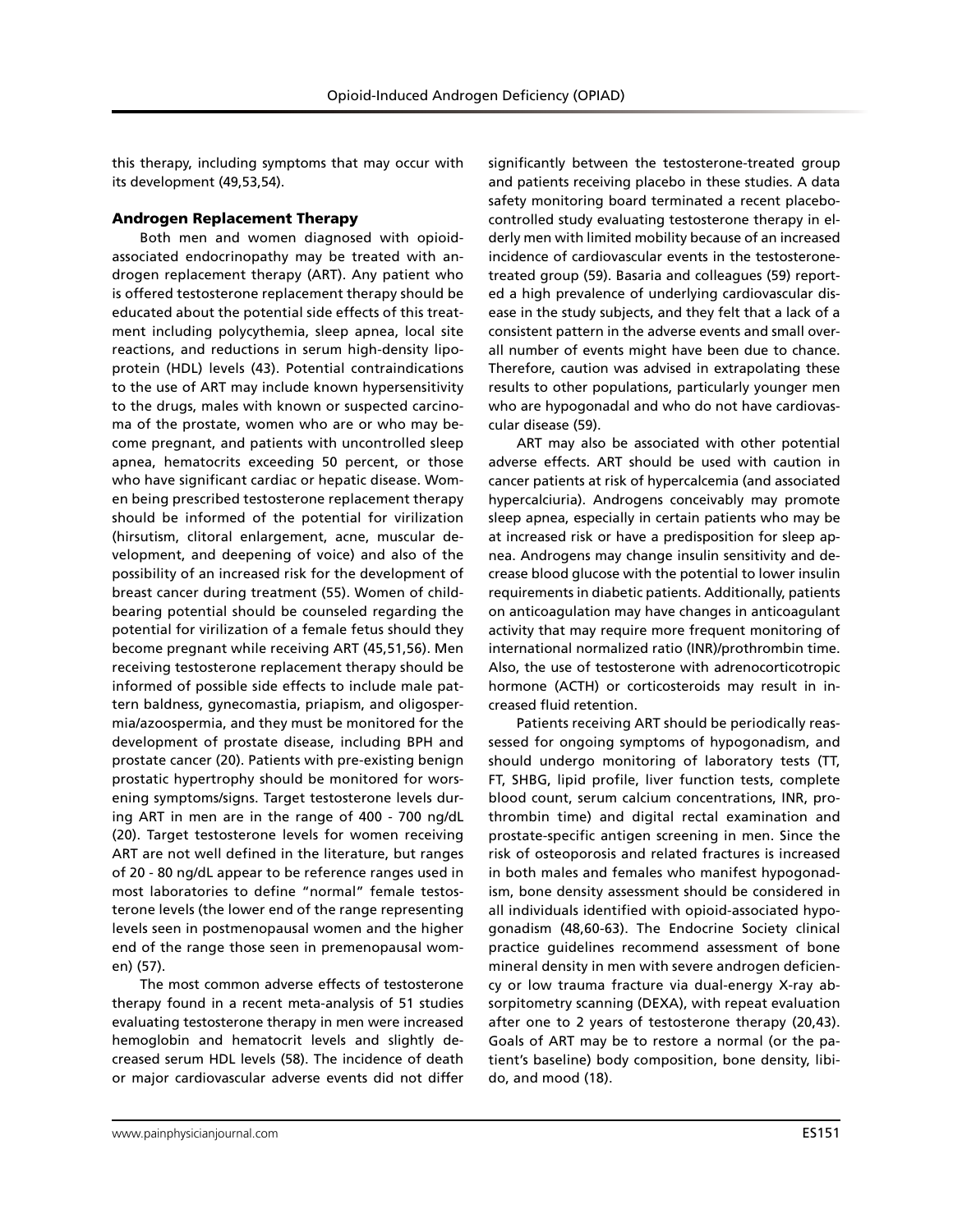this therapy, including symptoms that may occur with its development (49,53,54).

### Androgen Replacement Therapy

Both men and women diagnosed with opioid-associated endocrinopathy may be treated with androgen replacement therapy (ART). Any patient who is offered testosterone replacement therapy should be educated about the potential side effects of this treatment including polycythemia, sleep apnea, local site reactions, and reductions in serum high-density lipoprotein (HDL) levels (43). Potential contraindications to the use of ART may include known hypersensitivity to the drugs, males with known or suspected carcinoma of the prostate, women who are or who may become pregnant, and patients with uncontrolled sleep apnea, hematocrits exceeding 50 percent, or those who have significant cardiac or hepatic disease. Women being prescribed testosterone replacement therapy should be informed of the potential for virilization (hirsutism, clitoral enlargement, acne, muscular development, and deepening of voice) and also of the possibility of an increased risk for the development of breast cancer during treatment (55). Women of childbearing potential should be counseled regarding the potential for virilization of a female fetus should they become pregnant while receiving ART (45,51,56). Men receiving testosterone replacement therapy should be informed of possible side effects to include male pattern baldness, gynecomastia, priapism, and oligospermia/azoospermia, and they must be monitored for the development of prostate disease, including BPH and prostate cancer (20). Patients with pre-existing benign prostatic hypertrophy should be monitored for worsening symptoms/signs. Target testosterone levels during ART in men are in the range of 400 - 700 ng/dL (20). Target testosterone levels for women receiving ART are not well defined in the literature, but ranges of 20 - 80 ng/dL appear to be reference ranges used in most laboratories to define "normal" female testosterone levels (the lower end of the range representing levels seen in postmenopausal women and the higher end of the range those seen in premenopausal women) (57).

The most common adverse effects of testosterone therapy found in a recent meta-analysis of 51 studies evaluating testosterone therapy in men were increased hemoglobin and hematocrit levels and slightly decreased serum HDL levels (58). The incidence of death or major cardiovascular adverse events did not differ significantly between the testosterone-treated group and patients receiving placebo in these studies. A data safety monitoring board terminated a recent placebo-controlled study evaluating testosterone therapy in elderly men with limited mobility because of an increased incidence of cardiovascular events in the testosterone-treated group (59). Basaria and colleagues (59) reported a high prevalence of underlying cardiovascular disease in the study subjects, and they felt that a lack of a consistent pattern in the adverse events and small overall number of events might have been due to chance. Therefore, caution was advised in extrapolating these results to other populations, particularly younger men who are hypogonadal and who do not have cardiovascular disease (59).

ART may also be associated with other potential adverse effects. ART should be used with caution in cancer patients at risk of hypercalcemia (and associated hypercalciuria). Androgens conceivably may promote sleep apnea, especially in certain patients who may be at increased risk or have a predisposition for sleep apnea. Androgens may change insulin sensitivity and decrease blood glucose with the potential to lower insulin requirements in diabetic patients. Additionally, patients on anticoagulation may have changes in anticoagulant activity that may require more frequent monitoring of international normalized ratio (INR)/prothrombin time. Also, the use of testosterone with adrenocorticotropic hormone (ACTH) or corticosteroids may result in increased fluid retention.

Patients receiving ART should be periodically reassessed for ongoing symptoms of hypogonadism, and should undergo monitoring of laboratory tests (TT, FT, SHBG, lipid profile, liver function tests, complete blood count, serum calcium concentrations, INR, prothrombin time) and digital rectal examination and prostate-specific antigen screening in men. Since the risk of osteoporosis and related fractures is increased in both males and females who manifest hypogonadism, bone density assessment should be considered in all individuals identified with opioid-associated hypogonadism (48,60-63). The Endocrine Society clinical practice guidelines recommend assessment of bone mineral density in men with severe androgen deficiency or low trauma fracture via dual-energy X-ray absorpitometry scanning (DEXA), with repeat evaluation after one to 2 years of testosterone therapy (20,43). Goals of ART may be to restore a normal (or the patient's baseline) body composition, bone density, libido, and mood (18).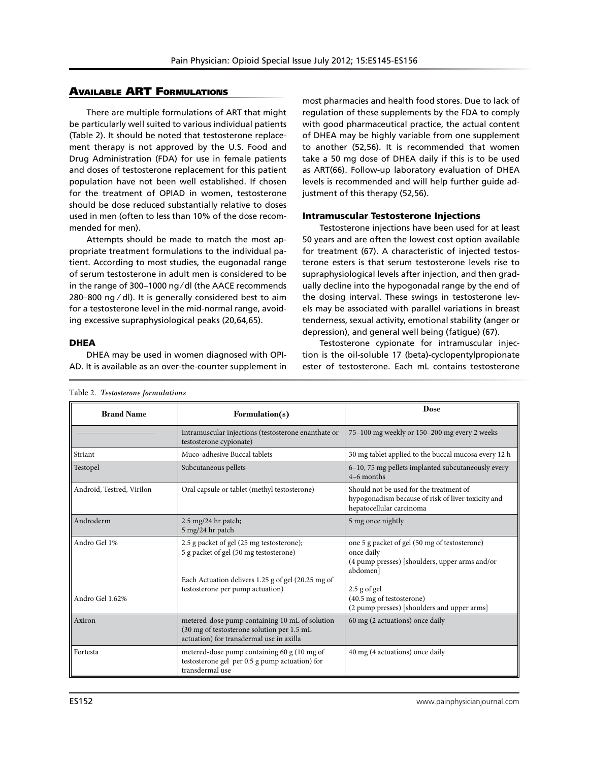## Available ART Formulations

There are multiple formulations of ART that might be particularly well suited to various individual patients (Table 2). It should be noted that testosterone replacement therapy is not approved by the U.S. Food and Drug Administration (FDA) for use in female patients and doses of testosterone replacement for this patient population have not been well established. If chosen for the treatment of OPIAD in women, testosterone should be dose reduced substantially relative to doses used in men (often to less than 10% of the dose recommended for men).

Attempts should be made to match the most appropriate treatment formulations to the individual patient. According to most studies, the eugonadal range of serum testosterone in adult men is considered to be in the range of 300–1000 ng/dl (the AACE recommends 280–800 ng/dl). It is generally considered best to aim for a testosterone level in the mid-normal range, avoiding excessive supraphysiological peaks (20,64,65).

### DHEA

DHEA may be used in women diagnosed with OPIAD. It is available as an over-the-counter supplement in most pharmacies and health food stores. Due to lack of regulation of these supplements by the FDA to comply with good pharmaceutical practice, the actual content of DHEA may be highly variable from one supplement to another (52,56). It is recommended that women take a 50 mg dose of DHEA daily if this is to be used as ART(66). Follow-up laboratory evaluation of DHEA levels is recommended and will help further guide adjustment of this therapy (52,56).

### Intramuscular Testosterone Injections

Testosterone injections have been used for at least 50 years and are often the lowest cost option available for treatment (67). A characteristic of injected testosterone esters is that serum testosterone levels rise to supraphysiological levels after injection, and then gradually decline into the hypogonadal range by the end of the dosing interval. These swings in testosterone levels may be associated with parallel variations in breast tenderness, sexual activity, emotional stability (anger or depression), and general well being (fatigue) (67).

Testosterone cypionate for intramuscular injection is the oil-soluble 17 (beta)-cyclopentylpropionate ester of testosterone. Each mL contains testosterone

Table 2. *Testosterone formulations*

| Brand Name | Formulation(s) | Dose |
|---|---|---|
| ---------------------------- | Intramuscular injections (testosterone enanthate or testosterone cypionate) | 75–100 mg weekly or 150–200 mg every 2 weeks |
| Striant | Muco-adhesive Buccal tablets | 30 mg tablet applied to the buccal mucosa every 12 h |
| Testopel | Subcutaneous pellets | 6–10, 75 mg pellets implanted subcutaneously every 4–6 months |
| Android, Testred, Virilon | Oral capsule or tablet (methyl testosterone) | Should not be used for the treatment of hypogonadism because of risk of liver toxicity and hepatocellular carcinoma |
| Androderm | 2.5 mg/24 hr patch; 5 mg/24 hr patch | 5 mg once nightly |
| Andro Gel 1% | 2.5 g packet of gel (25 mg testosterone); 5 g packet of gel (50 mg testosterone) | one 5 g packet of gel (50 mg of testosterone) once daily (4 pump presses) [shoulders, upper arms and/or abdomen] |
| Andro Gel 1.62% | Each Actuation delivers 1.25 g of gel (20.25 mg of testosterone per pump actuation) | 2.5 g of gel (40.5 mg of testosterone) (2 pump presses) [shoulders and upper arms] |
| Axiron | metered-dose pump containing 10 mL of solution (30 mg of testosterone solution per 1.5 mL actuation) for transdermal use in axilla | 60 mg (2 actuations) once daily |
| Fortesta | metered-dose pump containing 60 g (10 mg of testosterone gel per 0.5 g pump actuation) for transdermal use | 40 mg (4 actuations) once daily |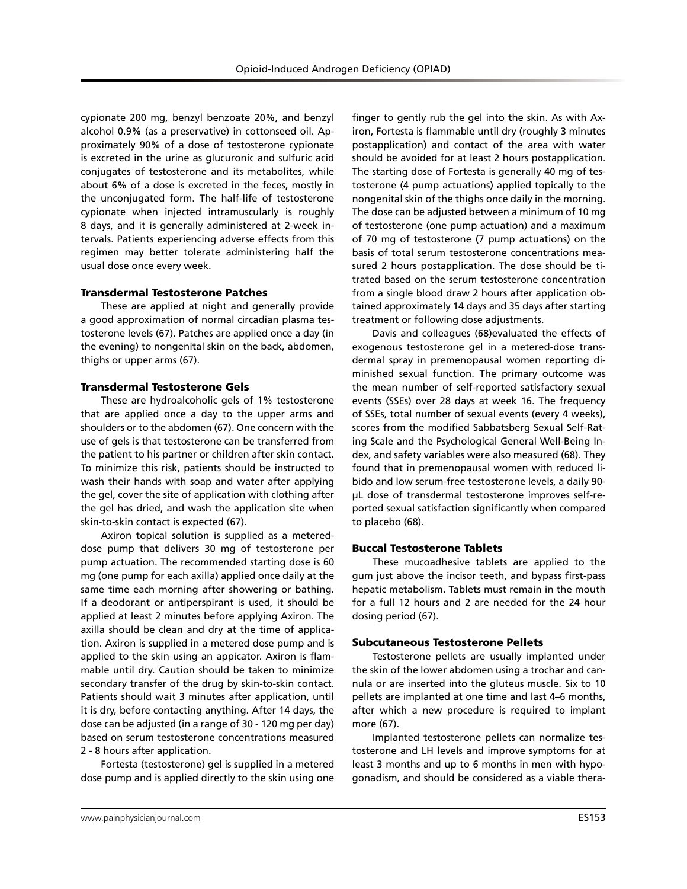cypionate 200 mg, benzyl benzoate 20%, and benzyl alcohol 0.9% (as a preservative) in cottonseed oil. Approximately 90% of a dose of testosterone cypionate is excreted in the urine as glucuronic and sulfuric acid conjugates of testosterone and its metabolites, while about 6% of a dose is excreted in the feces, mostly in the unconjugated form. The half-life of testosterone cypionate when injected intramuscularly is roughly 8 days, and it is generally administered at 2-week intervals. Patients experiencing adverse effects from this regimen may better tolerate administering half the usual dose once every week.

### Transdermal Testosterone Patches

These are applied at night and generally provide a good approximation of normal circadian plasma testosterone levels (67). Patches are applied once a day (in the evening) to nongenital skin on the back, abdomen, thighs or upper arms (67).

### Transdermal Testosterone Gels

These are hydroalcoholic gels of 1% testosterone that are applied once a day to the upper arms and shoulders or to the abdomen (67). One concern with the use of gels is that testosterone can be transferred from the patient to his partner or children after skin contact. To minimize this risk, patients should be instructed to wash their hands with soap and water after applying the gel, cover the site of application with clothing after the gel has dried, and wash the application site when skin-to-skin contact is expected (67).

Axiron topical solution is supplied as a metered-dose pump that delivers 30 mg of testosterone per pump actuation. The recommended starting dose is 60 mg (one pump for each axilla) applied once daily at the same time each morning after showering or bathing. If a deodorant or antiperspirant is used, it should be applied at least 2 minutes before applying Axiron. The axilla should be clean and dry at the time of application. Axiron is supplied in a metered dose pump and is applied to the skin using an appicator. Axiron is flammable until dry. Caution should be taken to minimize secondary transfer of the drug by skin-to-skin contact. Patients should wait 3 minutes after application, until it is dry, before contacting anything. After 14 days, the dose can be adjusted (in a range of 30 - 120 mg per day) based on serum testosterone concentrations measured 2 - 8 hours after application.

Fortesta (testosterone) gel is supplied in a metered dose pump and is applied directly to the skin using one finger to gently rub the gel into the skin. As with Axiron, Fortesta is flammable until dry (roughly 3 minutes postapplication) and contact of the area with water should be avoided for at least 2 hours postapplication. The starting dose of Fortesta is generally 40 mg of testosterone (4 pump actuations) applied topically to the nongenital skin of the thighs once daily in the morning. The dose can be adjusted between a minimum of 10 mg of testosterone (one pump actuation) and a maximum of 70 mg of testosterone (7 pump actuations) on the basis of total serum testosterone concentrations measured 2 hours postapplication. The dose should be titrated based on the serum testosterone concentration from a single blood draw 2 hours after application obtained approximately 14 days and 35 days after starting treatment or following dose adjustments.

Davis and colleagues (68)evaluated the effects of exogenous testosterone gel in a metered-dose transdermal spray in premenopausal women reporting diminished sexual function. The primary outcome was the mean number of self-reported satisfactory sexual events (SSEs) over 28 days at week 16. The frequency of SSEs, total number of sexual events (every 4 weeks), scores from the modified Sabbatsberg Sexual Self-Rating Scale and the Psychological General Well-Being Index, and safety variables were also measured (68). They found that in premenopausal women with reduced libido and low serum-free testosterone levels, a daily 90-μL dose of transdermal testosterone improves self-reported sexual satisfaction significantly when compared to placebo (68).

### Buccal Testosterone Tablets

These mucoadhesive tablets are applied to the gum just above the incisor teeth, and bypass first-pass hepatic metabolism. Tablets must remain in the mouth for a full 12 hours and 2 are needed for the 24 hour dosing period (67).

### Subcutaneous Testosterone Pellets

Testosterone pellets are usually implanted under the skin of the lower abdomen using a trochar and cannula or are inserted into the gluteus muscle. Six to 10 pellets are implanted at one time and last 4–6 months, after which a new procedure is required to implant more (67).

Implanted testosterone pellets can normalize testosterone and LH levels and improve symptoms for at least 3 months and up to 6 months in men with hypogonadism, and should be considered as a viable thera-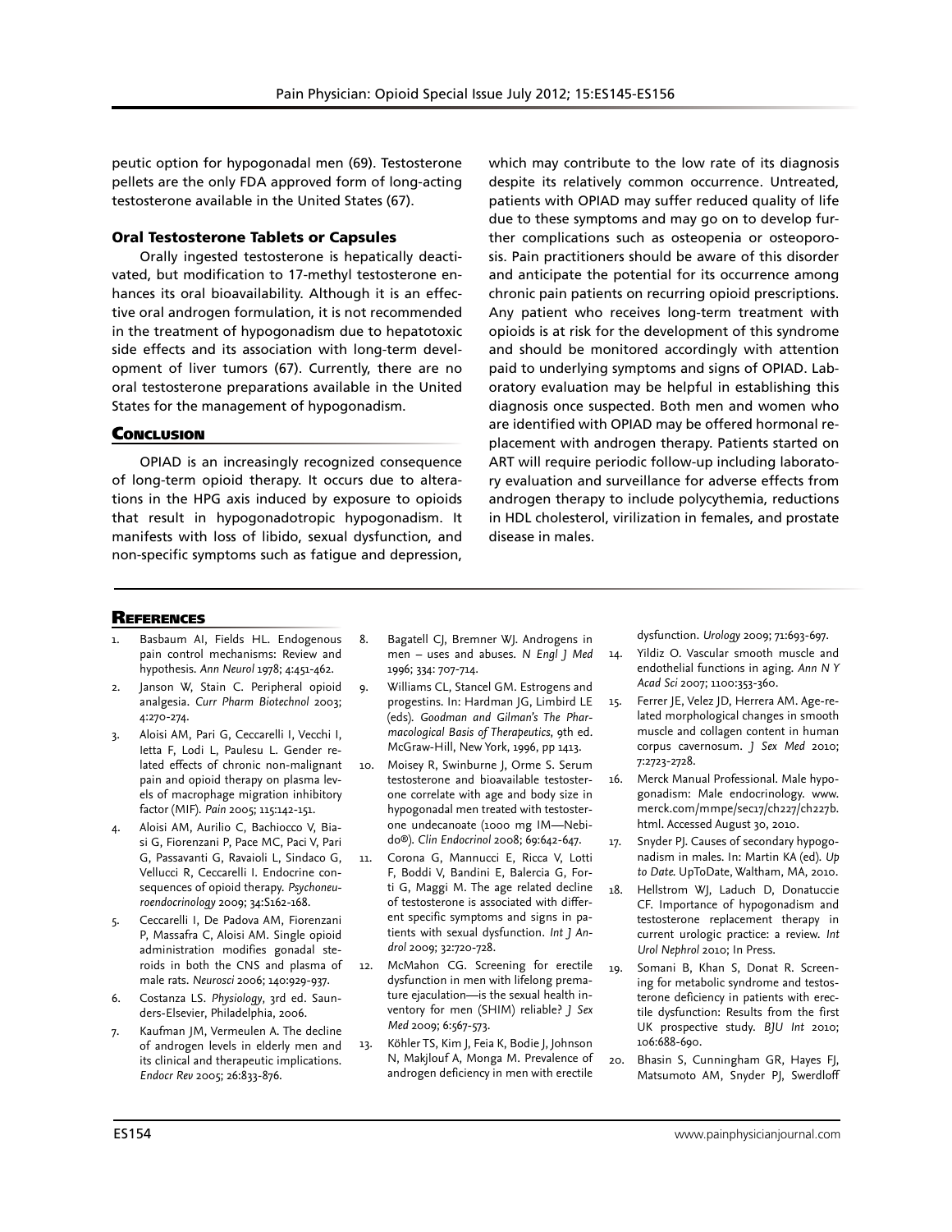peutic option for hypogonadal men (69). Testosterone pellets are the only FDA approved form of long-acting testosterone available in the United States (67).

### Oral Testosterone Tablets or Capsules

Orally ingested testosterone is hepatically deactivated, but modification to 17-methyl testosterone enhances its oral bioavailability. Although it is an effective oral androgen formulation, it is not recommended in the treatment of hypogonadism due to hepatotoxic side effects and its association with long-term development of liver tumors (67). Currently, there are no oral testosterone preparations available in the United States for the management of hypogonadism.

## Conclusion

OPIAD is an increasingly recognized consequence of long-term opioid therapy. It occurs due to alterations in the HPG axis induced by exposure to opioids that result in hypogonadotropic hypogonadism. It manifests with loss of libido, sexual dysfunction, and non-specific symptoms such as fatigue and depression, which may contribute to the low rate of its diagnosis despite its relatively common occurrence. Untreated, patients with OPIAD may suffer reduced quality of life due to these symptoms and may go on to develop further complications such as osteopenia or osteoporosis. Pain practitioners should be aware of this disorder and anticipate the potential for its occurrence among chronic pain patients on recurring opioid prescriptions. Any patient who receives long-term treatment with opioids is at risk for the development of this syndrome and should be monitored accordingly with attention paid to underlying symptoms and signs of OPIAD. Laboratory evaluation may be helpful in establishing this diagnosis once suspected. Both men and women who are identified with OPIAD may be offered hormonal replacement with androgen therapy. Patients started on ART will require periodic follow-up including laboratory evaluation and surveillance for adverse effects from androgen therapy to include polycythemia, reductions in HDL cholesterol, virilization in females, and prostate disease in males.

## References

1. Basbaum AI, Fields HL. Endogenous pain control mechanisms: Review and hypothesis. *Ann Neurol* 1978; 4:451-462.
2. Janson W, Stain C. Peripheral opioid analgesia. *Curr Pharm Biotechnol* 2003; 4:270-274.
3. Aloisi AM, Pari G, Ceccarelli I, Vecchi I, Ietta F, Lodi L, Paulesu L. Gender related effects of chronic non-malignant pain and opioid therapy on plasma levels of macrophage migration inhibitory factor (MIF). *Pain* 2005; 115:142-151.
4. Aloisi AM, Aurilio C, Bachiocco V, Biasi G, Fiorenzani P, Pace MC, Paci V, Pari G, Passavanti G, Ravaioli L, Sindaco G, Vellucci R, Ceccarelli I. Endocrine consequences of opioid therapy. *Psychoneuroendocrinology* 2009; 34:S162-168.
5. Ceccarelli I, De Padova AM, Fiorenzani P, Massafra C, Aloisi AM. Single opioid administration modifies gonadal steroids in both the CNS and plasma of male rats. *Neurosci* 2006; 140:929-937.
6. Costanza LS. *Physiology*, 3rd ed. Saunders-Elsevier, Philadelphia, 2006.
7. Kaufman JM, Vermeulen A. The decline of androgen levels in elderly men and its clinical and therapeutic implications. *Endocr Rev* 2005; 26:833-876.
8. Bagatell CJ, Bremner WJ. Androgens in men – uses and abuses. *N Engl J Med* 1996; 334: 707-714.
9. Williams CL, Stancel GM. Estrogens and progestins. In: Hardman JG, Limbird LE (eds). *Goodman and Gilman's The Pharmacological Basis of Therapeutics*, 9th ed. McGraw-Hill, New York, 1996, pp 1413.
10. Moisey R, Swinburne J, Orme S. Serum testosterone and bioavailable testosterone correlate with age and body size in hypogonadal men treated with testosterone undecanoate (1000 mg IM—Nebido®). *Clin Endocrinol* 2008; 69:642-647.
11. Corona G, Mannucci E, Ricca V, Lotti F, Boddi V, Bandini E, Balercia G, Forti G, Maggi M. The age related decline of testosterone is associated with different specific symptoms and signs in patients with sexual dysfunction. *Int J Androl* 2009; 32:720-728.
12. McMahon CG. Screening for erectile dysfunction in men with lifelong premature ejaculation—is the sexual health inventory for men (SHIM) reliable? *J Sex Med* 2009; 6:567-573.
13. Köhler TS, Kim J, Feia K, Bodie J, Johnson N, Makjlouf A, Monga M. Prevalence of androgen deficiency in men with erectile dysfunction. *Urology* 2009; 71:693-697.
14. Yildiz O. Vascular smooth muscle and endothelial functions in aging. *Ann N Y Acad Sci* 2007; 1100:353-360.
15. Ferrer JE, Velez JD, Herrera AM. Age-related morphological changes in smooth muscle and collagen content in human corpus cavernosum. *J Sex Med* 2010; 7:2723-2728.
16. Merck Manual Professional. Male hypogonadism: Male endocrinology. www.merck.com/mmpe/sec17/ch227/ch227b.html. Accessed August 30, 2010.
17. Snyder PJ. Causes of secondary hypogonadism in males. In: Martin KA (ed). *Up to Date.* UpToDate, Waltham, MA, 2010.
18. Hellstrom WJ, Laduch D, Donatuccie CF. Importance of hypogonadism and testosterone replacement therapy in current urologic practice: a review. *Int Urol Nephrol* 2010; In Press.
19. Somani B, Khan S, Donat R. Screening for metabolic syndrome and testosterone deficiency in patients with erectile dysfunction: Results from the first UK prospective study. *BJU Int* 2010; 106:688-690.
20. Bhasin S, Cunningham GR, Hayes FJ, Matsumoto AM, Snyder PJ, Swerdloff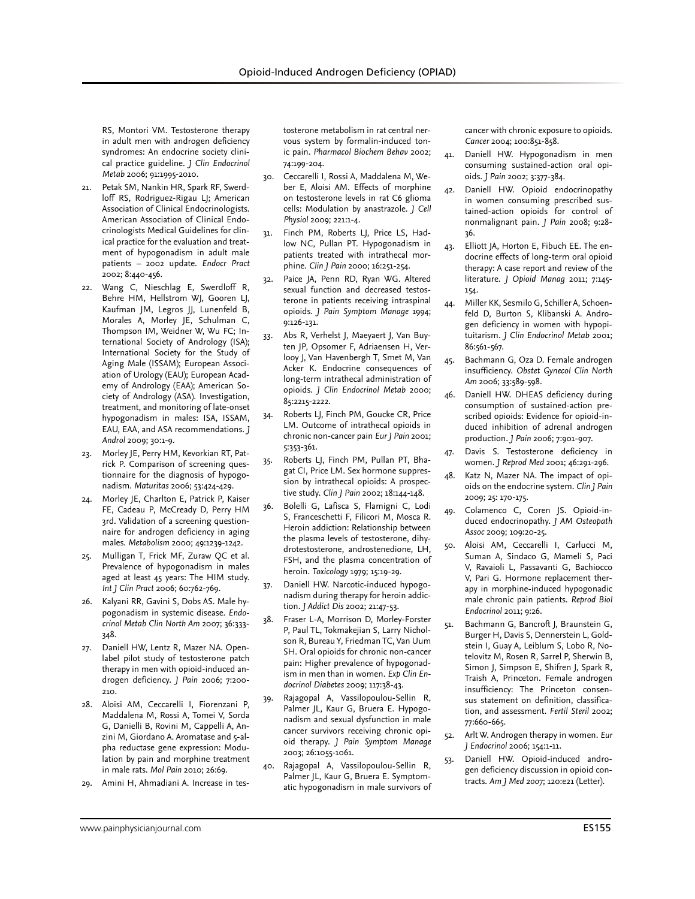RS, Montori VM. Testosterone therapy in adult men with androgen deficiency syndromes: An endocrine society clinical practice guideline. *J Clin Endocrinol Metab* 2006; 91:1995-2010.

21. Petak SM, Nankin HR, Spark RF, Swerdloff RS, Rodriguez-Rigau LJ; American Association of Clinical Endocrinologists. American Association of Clinical Endocrinologists Medical Guidelines for clinical practice for the evaluation and treatment of hypogonadism in adult male patients – 2002 update. *Endocr Pract* 2002; 8:440-456.
22. Wang C, Nieschlag E, Swerdloff R, Behre HM, Hellstrom WJ, Gooren LJ, Kaufman JM, Legros JJ, Lunenfeld B, Morales A, Morley JE, Schulman C, Thompson IM, Weidner W, Wu FC; International Society of Andrology (ISA); International Society for the Study of Aging Male (ISSAM); European Association of Urology (EAU); European Academy of Andrology (EAA); American Society of Andrology (ASA). Investigation, treatment, and monitoring of late-onset hypogonadism in males: ISA, ISSAM, EAU, EAA, and ASA recommendations. *J Androl* 2009; 30:1-9.
23. Morley JE, Perry HM, Kevorkian RT, Patrick P. Comparison of screening questionnaire for the diagnosis of hypogonadism. *Maturitas* 2006; 53:424-429.
24. Morley JE, Charlton E, Patrick P, Kaiser FE, Cadeau P, McCready D, Perry HM 3rd. Validation of a screening questionnaire for androgen deficiency in aging males. *Metabolism* 2000; 49:1239-1242.
25. Mulligan T, Frick MF, Zuraw QC et al. Prevalence of hypogonadism in males aged at least 45 years: The HIM study. *Int J Clin Pract* 2006; 60:762-769.
26. Kalyani RR, Gavini S, Dobs AS. Male hypogonadism in systemic disease. *Endocrinol Metab Clin North Am* 2007; 36:333-348.
27. Daniell HW, Lentz R, Mazer NA. Open-label pilot study of testosterone patch therapy in men with opioid-induced androgen deficiency. *J Pain* 2006; 7:200-210.
28. Aloisi AM, Ceccarelli I, Fiorenzani P, Maddalena M, Rossi A, Tomei V, Sorda G, Danielli B, Rovini M, Cappelli A, Anzini M, Giordano A. Aromatase and 5-alpha reductase gene expression: Modulation by pain and morphine treatment in male rats. *Mol Pain* 2010; 26:69.
29. Amini H, Ahmadiani A. Increase in testosterone metabolism in rat central nervous system by formalin-induced tonic pain. *Pharmacol Biochem Behav* 2002; 74:199-204.
30. Ceccarelli I, Rossi A, Maddalena M, Weber E, Aloisi AM. Effects of morphine on testosterone levels in rat C6 glioma cells: Modulation by anastrazole. *J Cell Physiol* 2009; 221:1-4.
31. Finch PM, Roberts LJ, Price LS, Hadlow NC, Pullan PT. Hypogonadism in patients treated with intrathecal morphine. *Clin J Pain* 2000; 16:251-254.
32. Paice JA, Penn RD, Ryan WG. Altered sexual function and decreased testosterone in patients receiving intraspinal opioids. *J Pain Symptom Manage* 1994; 9:126-131.
33. Abs R, Verhelst J, Maeyaert J, Van Buyten JP, Opsomer F, Adriaensen H, Verlooy J, Van Havenbergh T, Smet M, Van Acker K. Endocrine consequences of long-term intrathecal administration of opioids. *J Clin Endocrinol Metab* 2000; 85:2215-2222.
34. Roberts LJ, Finch PM, Goucke CR, Price LM. Outcome of intrathecal opioids in chronic non-cancer pain *Eur J Pain* 2001; 5:353-361.
35. Roberts LJ, Finch PM, Pullan PT, Bhagat CI, Price LM. Sex hormone suppression by intrathecal opioids: A prospective study. *Clin J Pain* 2002; 18:144-148.
36. Bolelli G, Lafisca S, Flamigni C, Lodi S, Franceschetti F, Filicori M, Mosca R. Heroin addiction: Relationship between the plasma levels of testosterone, dihydrotestosterone, androstenedione, LH, FSH, and the plasma concentration of heroin. *Toxicology* 1979; 15:19-29.
37. Daniell HW. Narcotic-induced hypogonadism during therapy for heroin addiction. *J Addict Dis* 2002; 21:47-53.
38. Fraser L-A, Morrison D, Morley-Forster P, Paul TL, Tokmakejian S, Larry Nicholson R, Bureau Y, Friedman TC, Van Uum SH. Oral opioids for chronic non-cancer pain: Higher prevalence of hypogonadism in men than in women. *Exp Clin Endocrinol Diabetes* 2009; 117:38-43.
39. Rajagopal A, Vassilopoulou-Sellin R, Palmer JL, Kaur G, Bruera E. Hypogonadism and sexual dysfunction in male cancer survivors receiving chronic opioid therapy. *J Pain Symptom Manage* 2003; 26:1055-1061.
40. Rajagopal A, Vassilopoulou-Sellin R, Palmer JL, Kaur G, Bruera E. Symptomatic hypogonadism in male survivors of cancer with chronic exposure to opioids. *Cancer* 2004; 100:851-858.
41. Daniell HW. Hypogonadism in men consuming sustained-action oral opioids. *J Pain* 2002; 3:377-384.
42. Daniell HW. Opioid endocrinopathy in women consuming prescribed sustained-action opioids for control of nonmalignant pain. *J Pain* 2008; 9:28-36.
43. Elliott JA, Horton E, Fibuch EE. The endocrine effects of long-term oral opioid therapy: A case report and review of the literature. *J Opioid Manag* 2011; 7:145-154.
44. Miller KK, Sesmilo G, Schiller A, Schoenfeld D, Burton S, Klibanski A. Androgen deficiency in women with hypopituitarism. *J Clin Endocrinol Metab* 2001; 86:561-567.
45. Bachmann G, Oza D. Female androgen insufficiency. *Obstet Gynecol Clin North Am* 2006; 33:589-598.
46. Daniell HW. DHEAS deficiency during consumption of sustained-action prescribed opioids: Evidence for opioid-induced inhibition of adrenal androgen production. *J Pain* 2006; 7:901-907.
47. Davis S. Testosterone deficiency in women. *J Reprod Med* 2001; 46:291-296.
48. Katz N, Mazer NA. The impact of opioids on the endocrine system. *Clin J Pain* 2009; 25: 170-175.
49. Colamenco C, Coren JS. Opioid-induced endocrinopathy. *J AM Osteopath Assoc* 2009; 109:20-25.
50. Aloisi AM, Ceccarelli I, Carlucci M, Suman A, Sindaco G, Mameli S, Paci V, Ravaioli L, Passavanti G, Bachiocco V, Pari G. Hormone replacement therapy in morphine-induced hypogonadic male chronic pain patients. *Reprod Biol Endocrinol* 2011; 9:26.
51. Bachmann G, Bancroft J, Braunstein G, Burger H, Davis S, Dennerstein L, Goldstein I, Guay A, Leiblum S, Lobo R, Notelovitz M, Rosen R, Sarrel P, Sherwin B, Simon J, Simpson E, Shifren J, Spark R, Traish A, Princeton. Female androgen insufficiency: The Princeton consensus statement on definition, classification, and assessment. *Fertil Steril* 2002; 77:660-665.
52. Arlt W. Androgen therapy in women. *Eur J Endocrinol* 2006; 154:1-11.
53. Daniell HW. Opioid-induced androgen deficiency discussion in opioid contracts. *Am J Med* 2007; 120:e21 (Letter).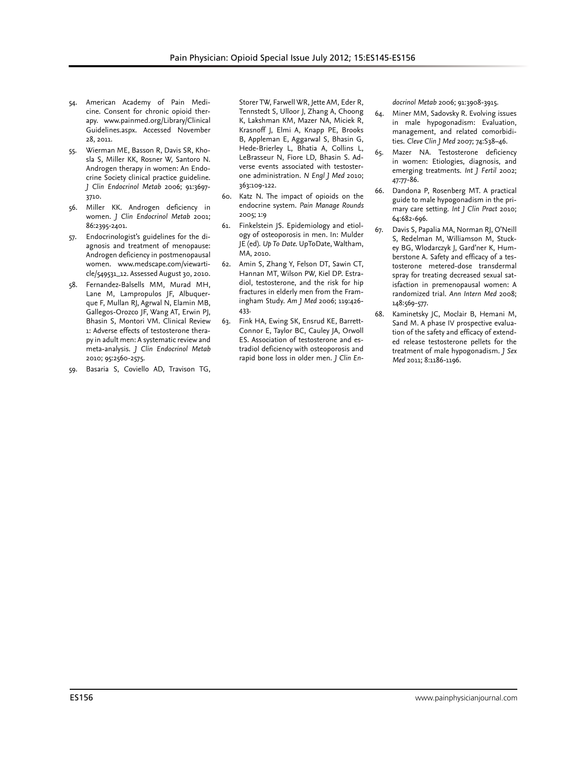54. American Academy of Pain Medicine. Consent for chronic opioid therapy. www.painmed.org/Library/Clinical Guidelines.aspx. Accessed November 28, 2011.
55. Wierman ME, Basson R, Davis SR, Khosla S, Miller KK, Rosner W, Santoro N. Androgen therapy in women: An Endocrine Society clinical practice guideline. *J Clin Endocrinol Metab* 2006; 91:3697-3710.
56. Miller KK. Androgen deficiency in women. *J Clin Endocrinol Metab* 2001; 86:2395-2401.
57. Endocrinologist's guidelines for the diagnosis and treatment of menopause: Androgen deficiency in postmenopausal women. www.medscape.com/viewarticle/549531_12. Assessed August 30, 2010.
58. Fernandez-Balsells MM, Murad MH, Lane M, Lampropulos JF, Albuquerque F, Mullan RJ, Agrwal N, Elamin MB, Gallegos-Orozco JF, Wang AT, Erwin PJ, Bhasin S, Montori VM. Clinical Review 1: Adverse effects of testosterone therapy in adult men: A systematic review and meta-analysis. *J Clin Endocrinol Metab* 2010; 95:2560-2575.
59. Basaria S, Coviello AD, Travison TG, Storer TW, Farwell WR, Jette AM, Eder R, Tennstedt S, Ulloor J, Zhang A, Choong K, Lakshman KM, Mazer NA, Miciek R, Krasnoff J, Elmi A, Knapp PE, Brooks B, Appleman E, Aggarwal S, Bhasin G, Hede-Brierley L, Bhatia A, Collins L, LeBrasseur N, Fiore LD, Bhasin S. Adverse events associated with testosterone administration. *N Engl J Med* 2010; 363:109-122.
60. Katz N. The impact of opioids on the endocrine system. *Pain Manage Rounds* 2005; 1:9
61. Finkelstein JS. Epidemiology and etiology of osteoporosis in men. In: Mulder JE (ed). *Up To Date*. UpToDate, Waltham, MA, 2010.
62. Amin S, Zhang Y, Felson DT, Sawin CT, Hannan MT, Wilson PW, Kiel DP. Estradiol, testosterone, and the risk for hip fractures in elderly men from the Framingham Study. *Am J Med* 2006; 119:426-433.
63. Fink HA, Ewing SK, Ensrud KE, Barrett-Connor E, Taylor BC, Cauley JA, Orwoll ES. Association of testosterone and estradiol deficiency with osteoporosis and rapid bone loss in older men. *J Clin Endocrinol Metab* 2006; 91:3908-3915.
64. Miner MM, Sadovsky R. Evolving issues in male hypogonadism: Evaluation, management, and related comorbidities. *Cleve Clin J Med* 2007; 74:S38–46.
65. Mazer NA. Testosterone deficiency in women: Etiologies, diagnosis, and emerging treatments. *Int J Fertil* 2002; 47:77-86.
66. Dandona P, Rosenberg MT. A practical guide to male hypogonadism in the primary care setting. *Int J Clin Pract* 2010; 64:682-696.
67. Davis S, Papalia MA, Norman RJ, O'Neill S, Redelman M, Williamson M, Stuckey BG, Wlodarczyk J, Gard'ner K, Humberstone A. Safety and efficacy of a testosterone metered-dose transdermal spray for treating decreased sexual satisfaction in premenopausal women: A randomized trial. *Ann Intern Med* 2008; 148:569-577.
68. Kaminetsky JC, Moclair B, Hemani M, Sand M. A phase IV prospective evaluation of the safety and efficacy of extended release testosterone pellets for the treatment of male hypogonadism. *J Sex Med* 2011; 8:1186-1196.